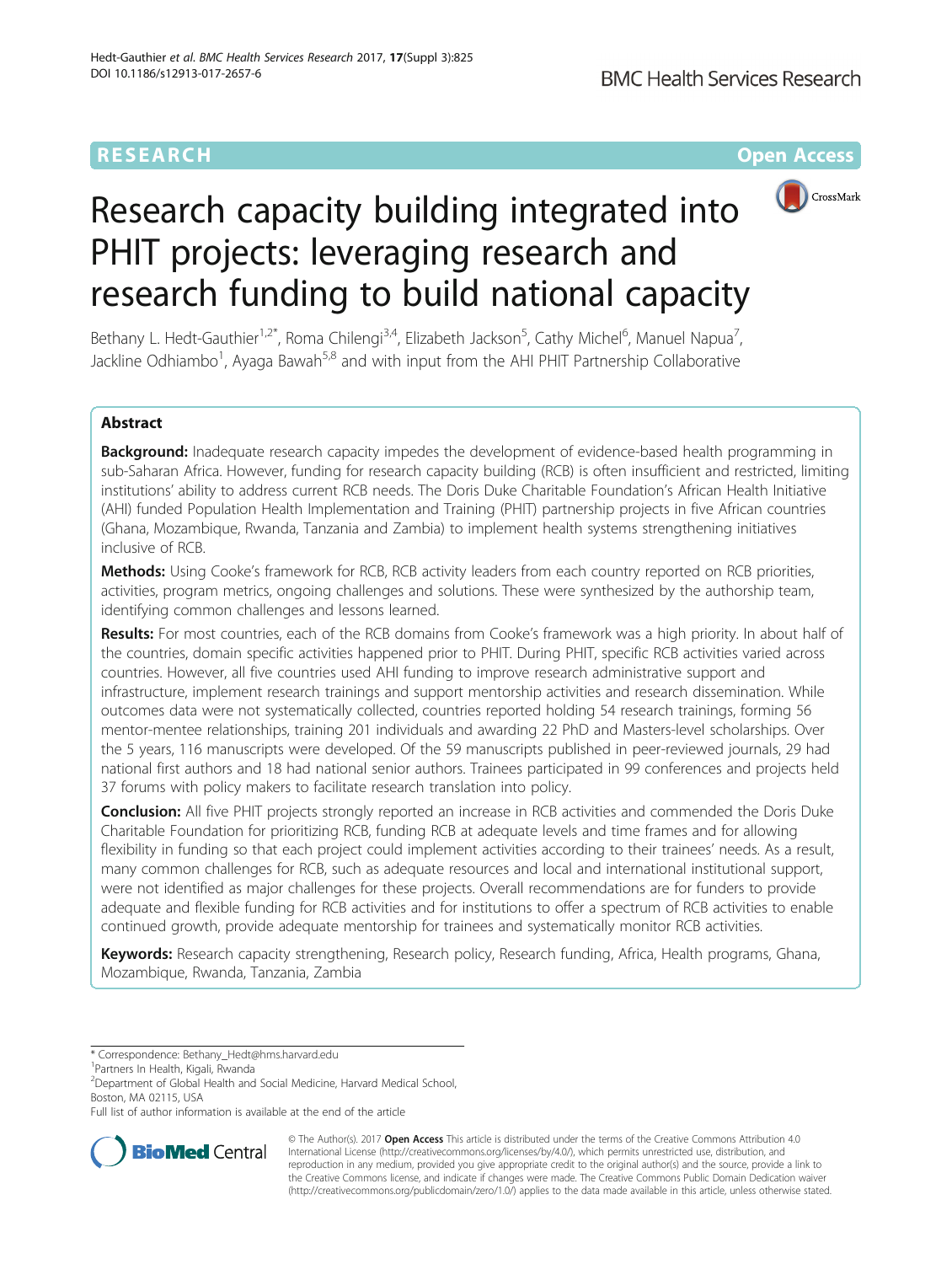RESEARCH

Open Access

# Research capacity building integrated into PHIT projects: leveraging research and research funding to build national capacity

Bethany L. Hedt-Gauthier[1,2*], Roma Chilengi[3,4], Elizabeth Jackson[5], Cathy Michel[6], Manuel Napua[7], Jackline Odhiambo[1], Ayaga Bawah[5,8] and with input from the AHI PHIT Partnership Collaborative

## Abstract

**Background:** Inadequate research capacity impedes the development of evidence-based health programming in sub-Saharan Africa. However, funding for research capacity building (RCB) is often insufficient and restricted, limiting institutions' ability to address current RCB needs. The Doris Duke Charitable Foundation's African Health Initiative (AHI) funded Population Health Implementation and Training (PHIT) partnership projects in five African countries (Ghana, Mozambique, Rwanda, Tanzania and Zambia) to implement health systems strengthening initiatives inclusive of RCB.

**Methods:** Using Cooke's framework for RCB, RCB activity leaders from each country reported on RCB priorities, activities, program metrics, ongoing challenges and solutions. These were synthesized by the authorship team, identifying common challenges and lessons learned.

**Results:** For most countries, each of the RCB domains from Cooke's framework was a high priority. In about half of the countries, domain specific activities happened prior to PHIT. During PHIT, specific RCB activities varied across countries. However, all five countries used AHI funding to improve research administrative support and infrastructure, implement research trainings and support mentorship activities and research dissemination. While outcomes data were not systematically collected, countries reported holding 54 research trainings, forming 56 mentor-mentee relationships, training 201 individuals and awarding 22 PhD and Masters-level scholarships. Over the 5 years, 116 manuscripts were developed. Of the 59 manuscripts published in peer-reviewed journals, 29 had national first authors and 18 had national senior authors. Trainees participated in 99 conferences and projects held 37 forums with policy makers to facilitate research translation into policy.

**Conclusion:** All five PHIT projects strongly reported an increase in RCB activities and commended the Doris Duke Charitable Foundation for prioritizing RCB, funding RCB at adequate levels and time frames and for allowing flexibility in funding so that each project could implement activities according to their trainees' needs. As a result, many common challenges for RCB, such as adequate resources and local and international institutional support, were not identified as major challenges for these projects. Overall recommendations are for funders to provide adequate and flexible funding for RCB activities and for institutions to offer a spectrum of RCB activities to enable continued growth, provide adequate mentorship for trainees and systematically monitor RCB activities.

**Keywords:** Research capacity strengthening, Research policy, Research funding, Africa, Health programs, Ghana, Mozambique, Rwanda, Tanzania, Zambia

---

* Correspondence: Bethany_Hedt@hms.harvard.edu
[1]Partners In Health, Kigali, Rwanda
[2]Department of Global Health and Social Medicine, Harvard Medical School, Boston, MA 02115, USA
Full list of author information is available at the end of the article

© The Author(s). 2017 **Open Access** This article is distributed under the terms of the Creative Commons Attribution 4.0 International License (http://creativecommons.org/licenses/by/4.0/), which permits unrestricted use, distribution, and reproduction in any medium, provided you give appropriate credit to the original author(s) and the source, provide a link to the Creative Commons license, and indicate if changes were made. The Creative Commons Public Domain Dedication waiver (http://creativecommons.org/publicdomain/zero/1.0/) applies to the data made available in this article, unless otherwise stated.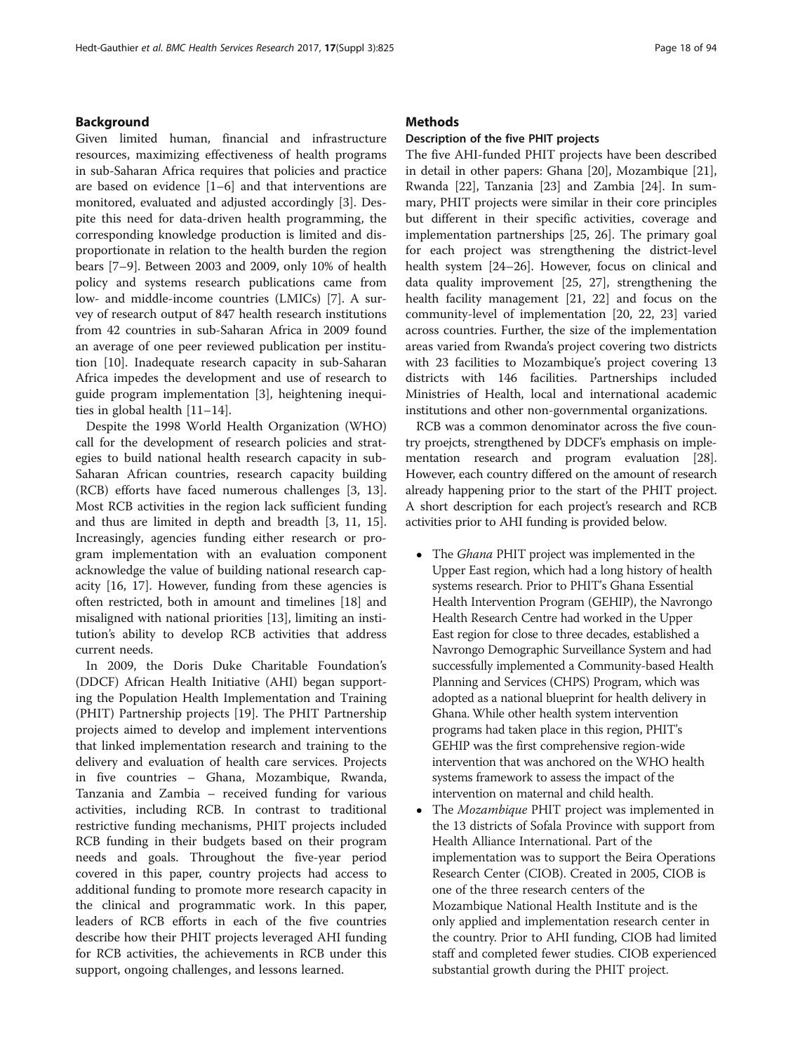## Background

Given limited human, financial and infrastructure resources, maximizing effectiveness of health programs in sub-Saharan Africa requires that policies and practice are based on evidence [1–6] and that interventions are monitored, evaluated and adjusted accordingly [3]. Despite this need for data-driven health programming, the corresponding knowledge production is limited and disproportionate in relation to the health burden the region bears [7–9]. Between 2003 and 2009, only 10% of health policy and systems research publications came from low- and middle-income countries (LMICs) [7]. A survey of research output of 847 health research institutions from 42 countries in sub-Saharan Africa in 2009 found an average of one peer reviewed publication per institution [10]. Inadequate research capacity in sub-Saharan Africa impedes the development and use of research to guide program implementation [3], heightening inequities in global health [11–14].

Despite the 1998 World Health Organization (WHO) call for the development of research policies and strategies to build national health research capacity in sub-Saharan African countries, research capacity building (RCB) efforts have faced numerous challenges [3, 13]. Most RCB activities in the region lack sufficient funding and thus are limited in depth and breadth [3, 11, 15]. Increasingly, agencies funding either research or program implementation with an evaluation component acknowledge the value of building national research capacity [16, 17]. However, funding from these agencies is often restricted, both in amount and timelines [18] and misaligned with national priorities [13], limiting an institution's ability to develop RCB activities that address current needs.

In 2009, the Doris Duke Charitable Foundation's (DDCF) African Health Initiative (AHI) began supporting the Population Health Implementation and Training (PHIT) Partnership projects [19]. The PHIT Partnership projects aimed to develop and implement interventions that linked implementation research and training to the delivery and evaluation of health care services. Projects in five countries – Ghana, Mozambique, Rwanda, Tanzania and Zambia – received funding for various activities, including RCB. In contrast to traditional restrictive funding mechanisms, PHIT projects included RCB funding in their budgets based on their program needs and goals. Throughout the five-year period covered in this paper, country projects had access to additional funding to promote more research capacity in the clinical and programmatic work. In this paper, leaders of RCB efforts in each of the five countries describe how their PHIT projects leveraged AHI funding for RCB activities, the achievements in RCB under this support, ongoing challenges, and lessons learned.

## Methods

### Description of the five PHIT projects

The five AHI-funded PHIT projects have been described in detail in other papers: Ghana [20], Mozambique [21], Rwanda [22], Tanzania [23] and Zambia [24]. In summary, PHIT projects were similar in their core principles but different in their specific activities, coverage and implementation partnerships [25, 26]. The primary goal for each project was strengthening the district-level health system [24–26]. However, focus on clinical and data quality improvement [25, 27], strengthening the health facility management [21, 22] and focus on the community-level of implementation [20, 22, 23] varied across countries. Further, the size of the implementation areas varied from Rwanda's project covering two districts with 23 facilities to Mozambique's project covering 13 districts with 146 facilities. Partnerships included Ministries of Health, local and international academic institutions and other non-governmental organizations.

RCB was a common denominator across the five country proejcts, strengthened by DDCF's emphasis on implementation research and program evaluation [28]. However, each country differed on the amount of research already happening prior to the start of the PHIT project. A short description for each project's research and RCB activities prior to AHI funding is provided below.

- The *Ghana* PHIT project was implemented in the Upper East region, which had a long history of health systems research. Prior to PHIT's Ghana Essential Health Intervention Program (GEHIP), the Navrongo Health Research Centre had worked in the Upper East region for close to three decades, established a Navrongo Demographic Surveillance System and had successfully implemented a Community-based Health Planning and Services (CHPS) Program, which was adopted as a national blueprint for health delivery in Ghana. While other health system intervention programs had taken place in this region, PHIT's GEHIP was the first comprehensive region-wide intervention that was anchored on the WHO health systems framework to assess the impact of the intervention on maternal and child health.
- The *Mozambique* PHIT project was implemented in the 13 districts of Sofala Province with support from Health Alliance International. Part of the implementation was to support the Beira Operations Research Center (CIOB). Created in 2005, CIOB is one of the three research centers of the Mozambique National Health Institute and is the only applied and implementation research center in the country. Prior to AHI funding, CIOB had limited staff and completed fewer studies. CIOB experienced substantial growth during the PHIT project.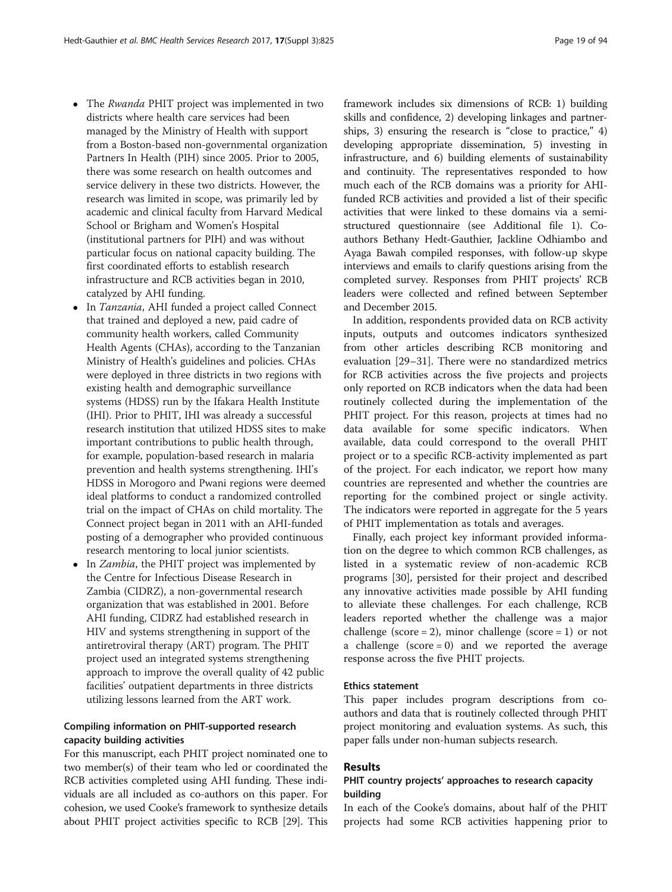- The *Rwanda* PHIT project was implemented in two districts where health care services had been managed by the Ministry of Health with support from a Boston-based non-governmental organization Partners In Health (PIH) since 2005. Prior to 2005, there was some research on health outcomes and service delivery in these two districts. However, the research was limited in scope, was primarily led by academic and clinical faculty from Harvard Medical School or Brigham and Women's Hospital (institutional partners for PIH) and was without particular focus on national capacity building. The first coordinated efforts to establish research infrastructure and RCB activities began in 2010, catalyzed by AHI funding.
- In *Tanzania*, AHI funded a project called Connect that trained and deployed a new, paid cadre of community health workers, called Community Health Agents (CHAs), according to the Tanzanian Ministry of Health's guidelines and policies. CHAs were deployed in three districts in two regions with existing health and demographic surveillance systems (HDSS) run by the Ifakara Health Institute (IHI). Prior to PHIT, IHI was already a successful research institution that utilized HDSS sites to make important contributions to public health through, for example, population-based research in malaria prevention and health systems strengthening. IHI's HDSS in Morogoro and Pwani regions were deemed ideal platforms to conduct a randomized controlled trial on the impact of CHAs on child mortality. The Connect project began in 2011 with an AHI-funded posting of a demographer who provided continuous research mentoring to local junior scientists.
- In *Zambia*, the PHIT project was implemented by the Centre for Infectious Disease Research in Zambia (CIDRZ), a non-governmental research organization that was established in 2001. Before AHI funding, CIDRZ had established research in HIV and systems strengthening in support of the antiretroviral therapy (ART) program. The PHIT project used an integrated systems strengthening approach to improve the overall quality of 42 public facilities' outpatient departments in three districts utilizing lessons learned from the ART work.

### Compiling information on PHIT-supported research capacity building activities

For this manuscript, each PHIT project nominated one to two member(s) of their team who led or coordinated the RCB activities completed using AHI funding. These individuals are all included as co-authors on this paper. For cohesion, we used Cooke's framework to synthesize details about PHIT project activities specific to RCB [29]. This framework includes six dimensions of RCB: 1) building skills and confidence, 2) developing linkages and partnerships, 3) ensuring the research is "close to practice," 4) developing appropriate dissemination, 5) investing in infrastructure, and 6) building elements of sustainability and continuity. The representatives responded to how much each of the RCB domains was a priority for AHI-funded RCB activities and provided a list of their specific activities that were linked to these domains via a semi-structured questionnaire (see Additional file 1). Co-authors Bethany Hedt-Gauthier, Jackline Odhiambo and Ayaga Bawah compiled responses, with follow-up skype interviews and emails to clarify questions arising from the completed survey. Responses from PHIT projects' RCB leaders were collected and refined between September and December 2015.

In addition, respondents provided data on RCB activity inputs, outputs and outcomes indicators synthesized from other articles describing RCB monitoring and evaluation [29–31]. There were no standardized metrics for RCB activities across the five projects and projects only reported on RCB indicators when the data had been routinely collected during the implementation of the PHIT project. For this reason, projects at times had no data available for some specific indicators. When available, data could correspond to the overall PHIT project or to a specific RCB-activity implemented as part of the project. For each indicator, we report how many countries are represented and whether the countries are reporting for the combined project or single activity. The indicators were reported in aggregate for the 5 years of PHIT implementation as totals and averages.

Finally, each project key informant provided information on the degree to which common RCB challenges, as listed in a systematic review of non-academic RCB programs [30], persisted for their project and described any innovative activities made possible by AHI funding to alleviate these challenges. For each challenge, RCB leaders reported whether the challenge was a major challenge (score = 2), minor challenge (score = 1) or not a challenge (score = 0) and we reported the average response across the five PHIT projects.

### Ethics statement

This paper includes program descriptions from co-authors and data that is routinely collected through PHIT project monitoring and evaluation systems. As such, this paper falls under non-human subjects research.

## Results

### PHIT country projects' approaches to research capacity building

In each of the Cooke's domains, about half of the PHIT projects had some RCB activities happening prior to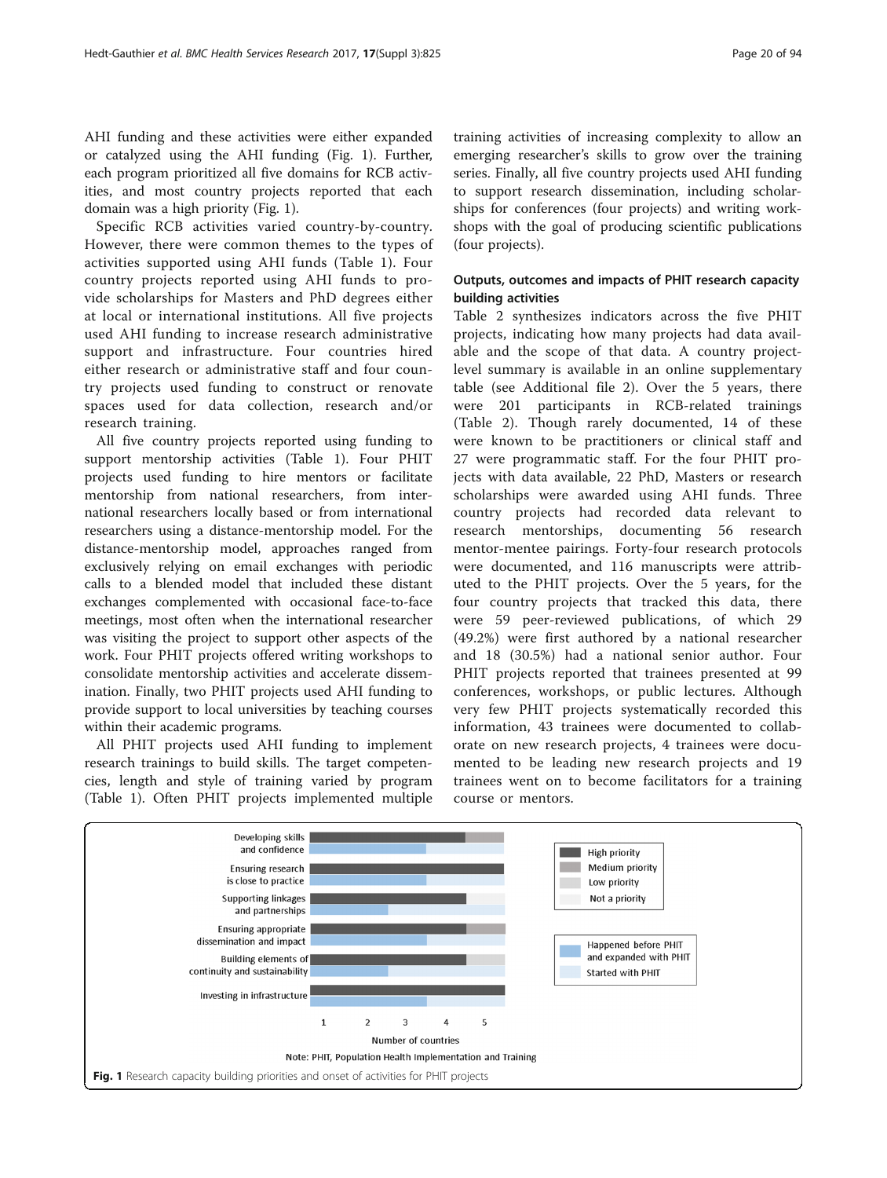AHI funding and these activities were either expanded or catalyzed using the AHI funding (Fig. 1). Further, each program prioritized all five domains for RCB activities, and most country projects reported that each domain was a high priority (Fig. 1).

Specific RCB activities varied country-by-country. However, there were common themes to the types of activities supported using AHI funds (Table 1). Four country projects reported using AHI funds to provide scholarships for Masters and PhD degrees either at local or international institutions. All five projects used AHI funding to increase research administrative support and infrastructure. Four countries hired either research or administrative staff and four country projects used funding to construct or renovate spaces used for data collection, research and/or research training.

All five country projects reported using funding to support mentorship activities (Table 1). Four PHIT projects used funding to hire mentors or facilitate mentorship from national researchers, from international researchers locally based or from international researchers using a distance-mentorship model. For the distance-mentorship model, approaches ranged from exclusively relying on email exchanges with periodic calls to a blended model that included these distant exchanges complemented with occasional face-to-face meetings, most often when the international researcher was visiting the project to support other aspects of the work. Four PHIT projects offered writing workshops to consolidate mentorship activities and accelerate dissemination. Finally, two PHIT projects used AHI funding to provide support to local universities by teaching courses within their academic programs.

All PHIT projects used AHI funding to implement research trainings to build skills. The target competencies, length and style of training varied by program (Table 1). Often PHIT projects implemented multiple training activities of increasing complexity to allow an emerging researcher's skills to grow over the training series. Finally, all five country projects used AHI funding to support research dissemination, including scholarships for conferences (four projects) and writing workshops with the goal of producing scientific publications (four projects).

### Outputs, outcomes and impacts of PHIT research capacity building activities

Table 2 synthesizes indicators across the five PHIT projects, indicating how many projects had data available and the scope of that data. A country project-level summary is available in an online supplementary table (see Additional file 2). Over the 5 years, there were 201 participants in RCB-related trainings (Table 2). Though rarely documented, 14 of these were known to be practitioners or clinical staff and 27 were programmatic staff. For the four PHIT projects with data available, 22 PhD, Masters or research scholarships were awarded using AHI funds. Three country projects had recorded data relevant to research mentorships, documenting 56 research mentor-mentee pairings. Forty-four research protocols were documented, and 116 manuscripts were attributed to the PHIT projects. Over the 5 years, for the four country projects that tracked this data, there were 59 peer-reviewed publications, of which 29 (49.2%) were first authored by a national researcher and 18 (30.5%) had a national senior author. Four PHIT projects reported that trainees presented at 99 conferences, workshops, or public lectures. Although very few PHIT projects systematically recorded this information, 43 trainees were documented to collaborate on new research projects, 4 trainees were documented to be leading new research projects and 19 trainees went on to become facilitators for a training course or mentors.

**Fig. 1** Research capacity building priorities and onset of activities for PHIT projects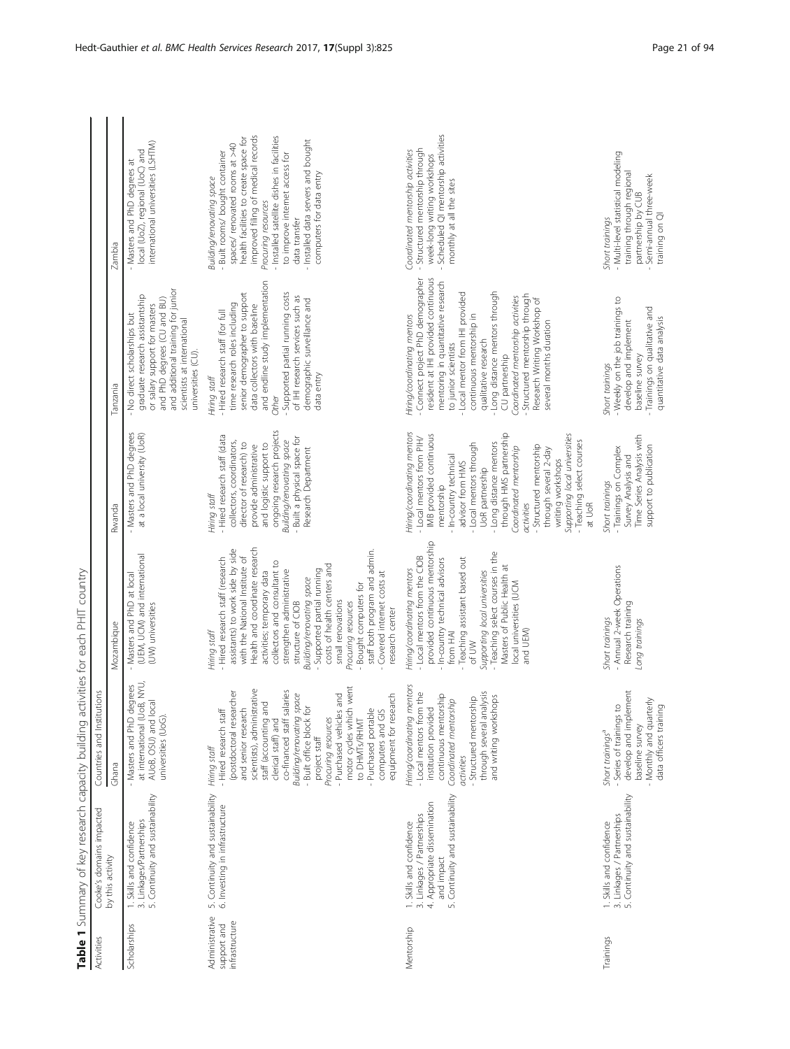**Table 1** Summary of key research capacity building activities for each PHIT country

| Activities | Cooke's domains impacted by this activity | Ghana | Mozambique | Rwanda | Tanzania | Zambia |
|---|---|---|---|---|---|---|
| Scholarships | 1. Skills and confidence<br>3. Linkages/Partnerships<br>5. Continuity and sustainability | - Masters and PhD degrees at international (UoB, NYU, AUoB, OSU) and local universities (UoG). | - Masters and PhD at local (UEM, UCM) and international (UW) universities | - Masters and PhD degrees at a local university (UoR) | - No direct scholarships but graduate research assistantship or salary support for masters and PhD degrees (CU and BU) and additional training for junior scientists at international universities (CU). | - Masters and PhD degrees at local (UoZ), regional (UoC) and international universities (LSHTM) |
| Administrative support and infrastructure | 5. Continuity and sustainability<br>6. Investing in infrastructure | *Hiring staff*<br>- Hired research staff (postdoctoral researcher and senior research scientists), administrative staff (accounting and clerical staff) and co-financed staff salaries<br>*Building/renovating space*<br>- Built office block for project staff<br>*Procuring resources*<br>- Purchased vehicles and motor cycles which went to DHMTs/RHMT<br>- Purchased portable computers and GIS equipment for research | *Hiring staff*<br>- Hired research staff (research assistants) to work side by side with the National Institute of Health and coordinate research activities; temporary data collectors and consultant to strengthen administrative structure of CIOB<br>*Building/renovating space*<br>- Supported partial running costs of health centers and small renovations<br>*Procuring resources*<br>- Bought computers for staff both program and admin.<br>- Covered internet costs at research center | *Hiring staff*<br>- Hired research staff (data collectors, coordinators, director of research) to provide administrative and logistic support to ongoing research projects<br>*Building/renovating space*<br>- Built a physical space for Research Department | *Hiring staff*<br>- Hired research staff (for full time research roles including senior demographer to support data collectors with baseline and endline study implementation<br>*Other*<br>- Supported partial running costs of IHI research services such as demographic surveillance and data entry | *Building/renovating space*<br>- Built rooms/ bought container spaces/ renovated rooms at >40 health facilities to create space for improved filing of medical records<br>*Procuring resources*<br>- Installed satellite dishes in facilities to improve internet access for data transfer<br>- Installed data servers and bought computers for data entry |
| Mentorship | 1. Skills and confidence<br>3. Linkages / Partnerships<br>4. Appropriate dissemination and impact<br>5. Continuity and sustainability | *Hiring/coordinating mentors*<br>- Local mentors from the institution provided continuous mentorship<br>*Coordinated mentorship activities*<br>- Structured mentorship through several analysis and writing workshops | *Hiring/coordinating mentors*<br>- Local mentors from the CIOB provided continuous mentorship<br>- In-country technical advisors from HAI<br>- Teaching assistant based out of UW<br>*Supporting local universities*<br>- Teaching select courses in the Masters of Public Health at local universities (UCM and UEM) | *Hiring/coordinating mentors*<br>- Local mentors from PIH/IMB provided continuous mentorship<br>- In-country technical advisor from HMS<br>- Local mentors through UoR partnership<br>- Long distance mentors through HMS partnership<br>*Coordinated mentorship activities*<br>- Structured mentorship through several 2-day writing workshops<br>*Supporting local universities*<br>- Teaching select courses at UoR | *Hiring/coordinating mentors*<br>- Connect project PhD demographer resident at IHI provided continuous mentoring in quantitative research to junior scientists<br>- Local mentor from IHI provided continuous mentorship in qualitative research<br>- Long distance mentors through CU partnership<br>*Coordinated mentorship activities*<br>- Structured mentorship through Research Writing Workshop of several months duration | *Coordinated mentorship activities*<br>- Structured mentorship through week-long writing workshops<br>- Scheduled QI mentorship activities monthly at all the sites |
| Trainings | 1. Skills and confidence<br>3. Linkages / Partnerships<br>5. Continuity and sustainability | *Short trainings*[a]<br>- Series of trainings to develop and implement baseline survey<br>- Monthly and quarterly data officers training | *Short trainings*<br>- Annual 2-week Operations Research training<br>*Long trainings* | *Short trainings*<br>- Trainings on Complex Survey Analysis and Time Series Analysis with support to publication | *Short trainings*<br>- Weekly on the job trainings to develop and implement baseline survey<br>- Trainings on qualitative and quantitative data analysis | *Short trainings*<br>- Multi-level statistical modeling training through regional partnership by CUB<br>- Semi-annual three-week training on QI |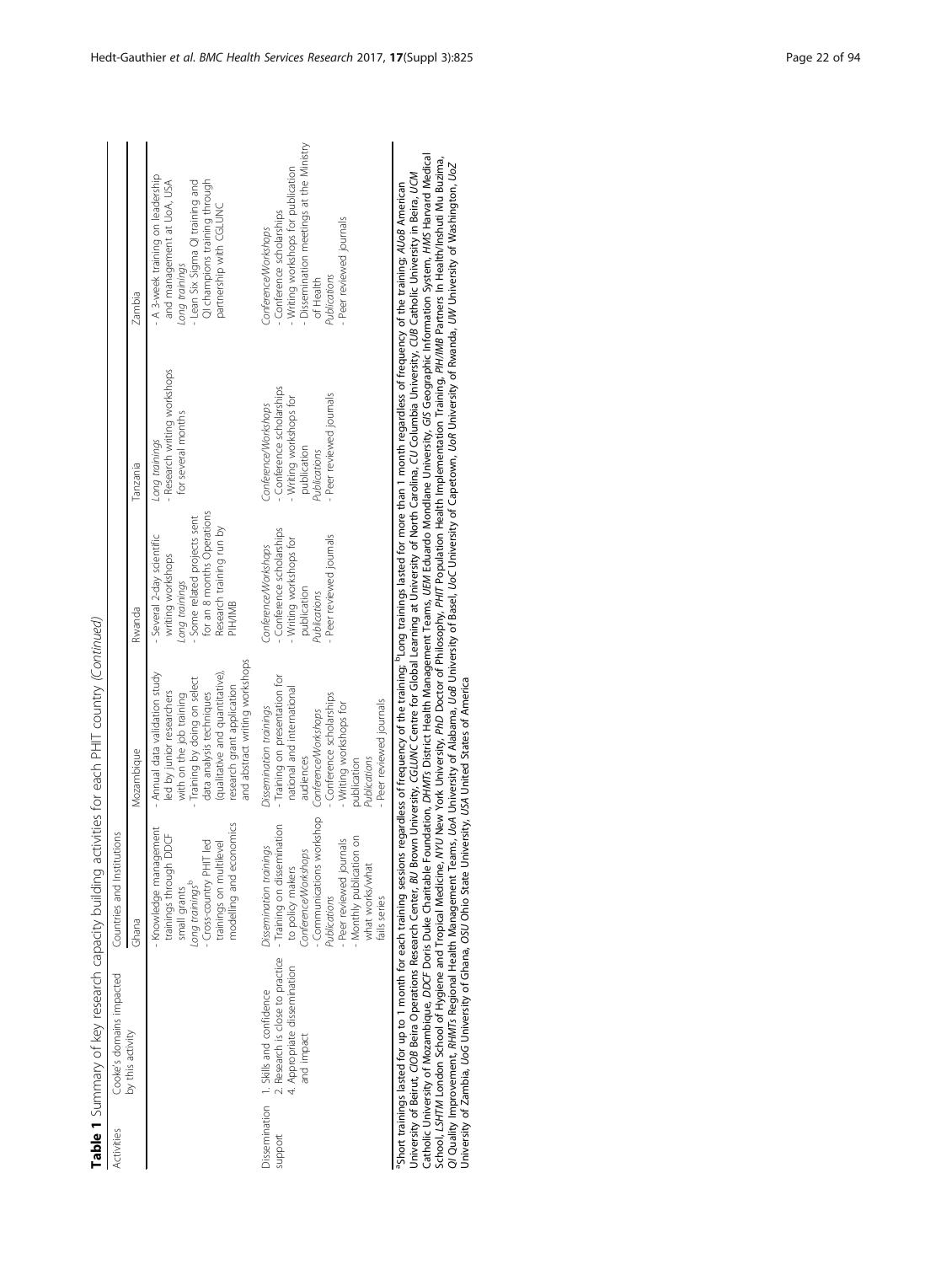**Table 1** Summary of key research capacity building activities for each PHIT country *(Continued)*

| Activities | Cooke's domains impacted by this activity | Countries and Institutions | | | | |
|---|---|---|---|---|---|---|
| | | Ghana | Mozambique | Rwanda | Tanzania | Zambia |
| | | - Knowledge management trainings through DDCF small grants<br>*Long trainings*[b]<br>- Cross-country PHIT led trainings on multilevel modelling and economics | - Annual data validation study led by junior researchers with on the job training<br>- Training by doing on select data analysis techniques (qualitative and quantitative), research grant application and abstract writing workshops | - Several 2-day scientific writing workshops<br>*Long trainings*<br>- Some related projects sent for an 8 months Operations Research training run by PIH/IMB | *Long trainings*<br>- Research writing workshops for several months | - A 3-week training on leadership and management at UoA, USA<br>*Long trainings*<br>- Lean Six Sigma QI training and QI champions training through partnership with CGLUNC |
| Dissemination support | 1. Skills and confidence<br>2. Research is close to practice<br>4. Appropriate dissemination and impact | *Dissemination trainings*<br>- Training on dissemination to policy makers<br>*Conference/Workshops*<br>- Communications workshop<br>*Publications*<br>- Peer reviewed journals<br>- Monthly publication on what works/what fails series | *Dissemination trainings*<br>- Training on presentation for national and international audiences<br>*Conference/Workshops*<br>- Conference scholarships<br>- Writing workshops for publication<br>*Publications*<br>- Peer reviewed journals | *Conference/Workshops*<br>- Conference scholarships<br>- Writing workshops for publication<br>*Publications*<br>- Peer reviewed journals | *Conference/Workshops*<br>- Conference scholarships<br>- Writing workshops for publication<br>*Publications*<br>- Peer reviewed journals | *Conference/Workshops*<br>- Conference scholarships<br>- Writing workshops for publication<br>- Dissemination meetings at the Ministry of Health<br>*Publications*<br>- Peer reviewed journals |

[a]Short trainings lasted for up to 1 month for each training sessions regardless of frequency of the training; [b]Long trainings lasted for more than 1 month regardless of frequency of the training. *AUoB* American University of Beirut, *CIOB* Beira Operations Research Center, *BU* Brown University, *CGLUNC* Centre for Global Learning at University of North Carolina, *CU* Columbia University, *CUB* Catholic University in Beira, *UCM* Catholic University of Mozambique, *DDCF* Doris Duke Charitable Foundation, *DHMTs* District Health Management Teams, *UEM* Eduardo Mondlane University, *GIS* Geographic Information System, *HMS* Harvard Medical School, *LSHTM* London School of Hygiene and Tropical Medicine, *NYU* New York University, *PhD* Doctor of Philosophy, *PHIT* Population Health Implementation Training, *PIH/IMB* Partners In Health/Inshuti Mu Buzima, *QI* Quality Improvement, *RHMTs* Regional Health Management Teams, *UoA* University of Alabama, *UoB* University of Basel, *UoC* University of Capetown, *UoR* University of Rwanda, *UW* University of Washington, *UoZ* University of Zambia, *UoG* University of Ghana, *OSU* Ohio State University, *USA* United States of America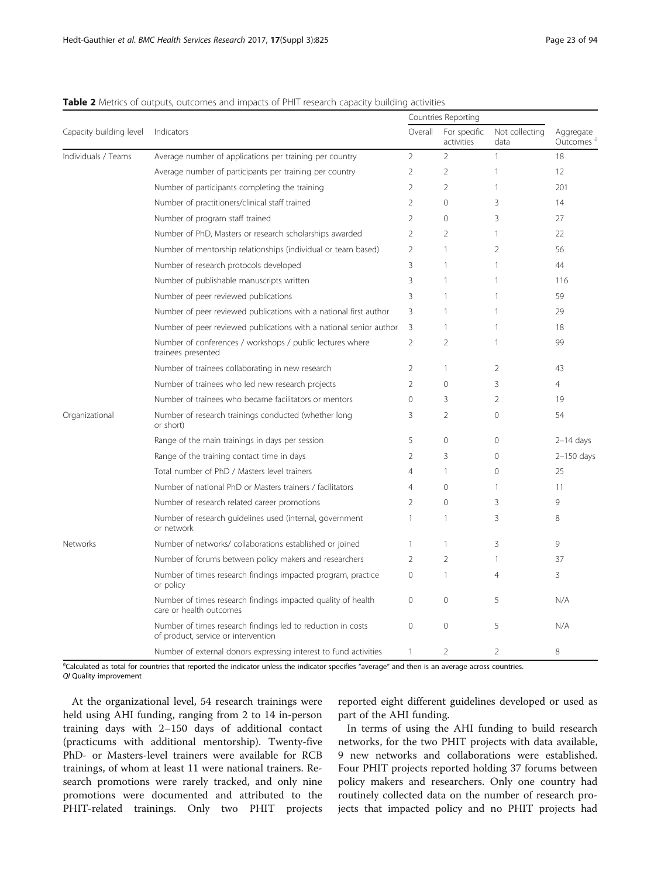**Table 2** Metrics of outputs, outcomes and impacts of PHIT research capacity building activities

| Capacity building level | Indicators | Countries Reporting | | | Aggregate Outcomes [a] |
|---|---|---|---|---|---|
| | | Overall | For specific activities | Not collecting data | |
| Individuals / Teams | Average number of applications per training per country | 2 | 2 | 1 | 18 |
| | Average number of participants per training per country | 2 | 2 | 1 | 12 |
| | Number of participants completing the training | 2 | 2 | 1 | 201 |
| | Number of practitioners/clinical staff trained | 2 | 0 | 3 | 14 |
| | Number of program staff trained | 2 | 0 | 3 | 27 |
| | Number of PhD, Masters or research scholarships awarded | 2 | 2 | 1 | 22 |
| | Number of mentorship relationships (individual or team based) | 2 | 1 | 2 | 56 |
| | Number of research protocols developed | 3 | 1 | 1 | 44 |
| | Number of publishable manuscripts written | 3 | 1 | 1 | 116 |
| | Number of peer reviewed publications | 3 | 1 | 1 | 59 |
| | Number of peer reviewed publications with a national first author | 3 | 1 | 1 | 29 |
| | Number of peer reviewed publications with a national senior author | 3 | 1 | 1 | 18 |
| | Number of conferences / workshops / public lectures where trainees presented | 2 | 2 | 1 | 99 |
| | Number of trainees collaborating in new research | 2 | 1 | 2 | 43 |
| | Number of trainees who led new research projects | 2 | 0 | 3 | 4 |
| | Number of trainees who became facilitators or mentors | 0 | 3 | 2 | 19 |
| Organizational | Number of research trainings conducted (whether long or short) | 3 | 2 | 0 | 54 |
| | Range of the main trainings in days per session | 5 | 0 | 0 | 2–14 days |
| | Range of the training contact time in days | 2 | 3 | 0 | 2–150 days |
| | Total number of PhD / Masters level trainers | 4 | 1 | 0 | 25 |
| | Number of national PhD or Masters trainers / facilitators | 4 | 0 | 1 | 11 |
| | Number of research related career promotions | 2 | 0 | 3 | 9 |
| | Number of research guidelines used (internal, government or network | 1 | 1 | 3 | 8 |
| Networks | Number of networks/ collaborations established or joined | 1 | 1 | 3 | 9 |
| | Number of forums between policy makers and researchers | 2 | 2 | 1 | 37 |
| | Number of times research findings impacted program, practice or policy | 0 | 1 | 4 | 3 |
| | Number of times research findings impacted quality of health care or health outcomes | 0 | 0 | 5 | N/A |
| | Number of times research findings led to reduction in costs of product, service or intervention | 0 | 0 | 5 | N/A |
| | Number of external donors expressing interest to fund activities | 1 | 2 | 2 | 8 |

[a]Calculated as total for countries that reported the indicator unless the indicator specifies "average" and then is an average across countries.
*QI* Quality improvement

At the organizational level, 54 research trainings were held using AHI funding, ranging from 2 to 14 in-person training days with 2–150 days of additional contact (practicums with additional mentorship). Twenty-five PhD- or Masters-level trainers were available for RCB trainings, of whom at least 11 were national trainers. Research promotions were rarely tracked, and only nine promotions were documented and attributed to the PHIT-related trainings. Only two PHIT projects reported eight different guidelines developed or used as part of the AHI funding.

In terms of using the AHI funding to build research networks, for the two PHIT projects with data available, 9 new networks and collaborations were established. Four PHIT projects reported holding 37 forums between policy makers and researchers. Only one country had routinely collected data on the number of research projects that impacted policy and no PHIT projects had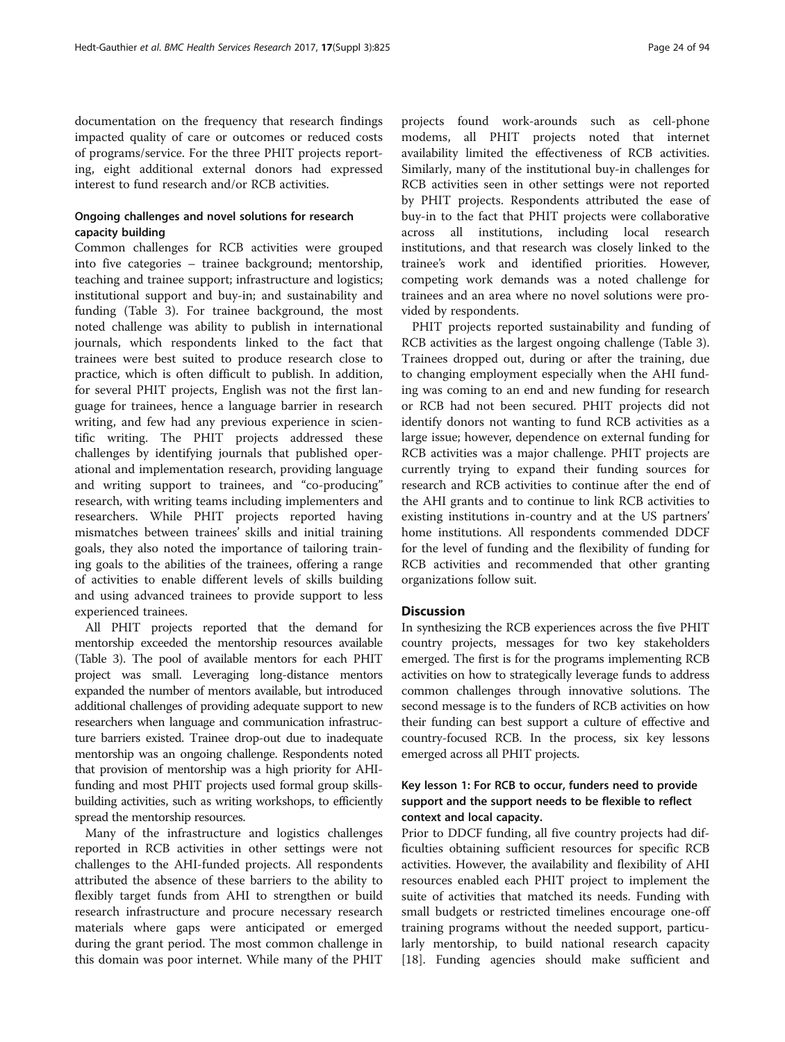documentation on the frequency that research findings impacted quality of care or outcomes or reduced costs of programs/service. For the three PHIT projects reporting, eight additional external donors had expressed interest to fund research and/or RCB activities.

### Ongoing challenges and novel solutions for research capacity building

Common challenges for RCB activities were grouped into five categories – trainee background; mentorship, teaching and trainee support; infrastructure and logistics; institutional support and buy-in; and sustainability and funding (Table 3). For trainee background, the most noted challenge was ability to publish in international journals, which respondents linked to the fact that trainees were best suited to produce research close to practice, which is often difficult to publish. In addition, for several PHIT projects, English was not the first language for trainees, hence a language barrier in research writing, and few had any previous experience in scientific writing. The PHIT projects addressed these challenges by identifying journals that published operational and implementation research, providing language and writing support to trainees, and "co-producing" research, with writing teams including implementers and researchers. While PHIT projects reported having mismatches between trainees' skills and initial training goals, they also noted the importance of tailoring training goals to the abilities of the trainees, offering a range of activities to enable different levels of skills building and using advanced trainees to provide support to less experienced trainees.

All PHIT projects reported that the demand for mentorship exceeded the mentorship resources available (Table 3). The pool of available mentors for each PHIT project was small. Leveraging long-distance mentors expanded the number of mentors available, but introduced additional challenges of providing adequate support to new researchers when language and communication infrastructure barriers existed. Trainee drop-out due to inadequate mentorship was an ongoing challenge. Respondents noted that provision of mentorship was a high priority for AHI-funding and most PHIT projects used formal group skills-building activities, such as writing workshops, to efficiently spread the mentorship resources.

Many of the infrastructure and logistics challenges reported in RCB activities in other settings were not challenges to the AHI-funded projects. All respondents attributed the absence of these barriers to the ability to flexibly target funds from AHI to strengthen or build research infrastructure and procure necessary research materials where gaps were anticipated or emerged during the grant period. The most common challenge in this domain was poor internet. While many of the PHIT projects found work-arounds such as cell-phone modems, all PHIT projects noted that internet availability limited the effectiveness of RCB activities. Similarly, many of the institutional buy-in challenges for RCB activities seen in other settings were not reported by PHIT projects. Respondents attributed the ease of buy-in to the fact that PHIT projects were collaborative across all institutions, including local research institutions, and that research was closely linked to the trainee's work and identified priorities. However, competing work demands was a noted challenge for trainees and an area where no novel solutions were provided by respondents.

PHIT projects reported sustainability and funding of RCB activities as the largest ongoing challenge (Table 3). Trainees dropped out, during or after the training, due to changing employment especially when the AHI funding was coming to an end and new funding for research or RCB had not been secured. PHIT projects did not identify donors not wanting to fund RCB activities as a large issue; however, dependence on external funding for RCB activities was a major challenge. PHIT projects are currently trying to expand their funding sources for research and RCB activities to continue after the end of the AHI grants and to continue to link RCB activities to existing institutions in-country and at the US partners' home institutions. All respondents commended DDCF for the level of funding and the flexibility of funding for RCB activities and recommended that other granting organizations follow suit.

## Discussion

In synthesizing the RCB experiences across the five PHIT country projects, messages for two key stakeholders emerged. The first is for the programs implementing RCB activities on how to strategically leverage funds to address common challenges through innovative solutions. The second message is to the funders of RCB activities on how their funding can best support a culture of effective and country-focused RCB. In the process, six key lessons emerged across all PHIT projects.

### Key lesson 1: For RCB to occur, funders need to provide support and the support needs to be flexible to reflect context and local capacity.

Prior to DDCF funding, all five country projects had difficulties obtaining sufficient resources for specific RCB activities. However, the availability and flexibility of AHI resources enabled each PHIT project to implement the suite of activities that matched its needs. Funding with small budgets or restricted timelines encourage one-off training programs without the needed support, particularly mentorship, to build national research capacity [18]. Funding agencies should make sufficient and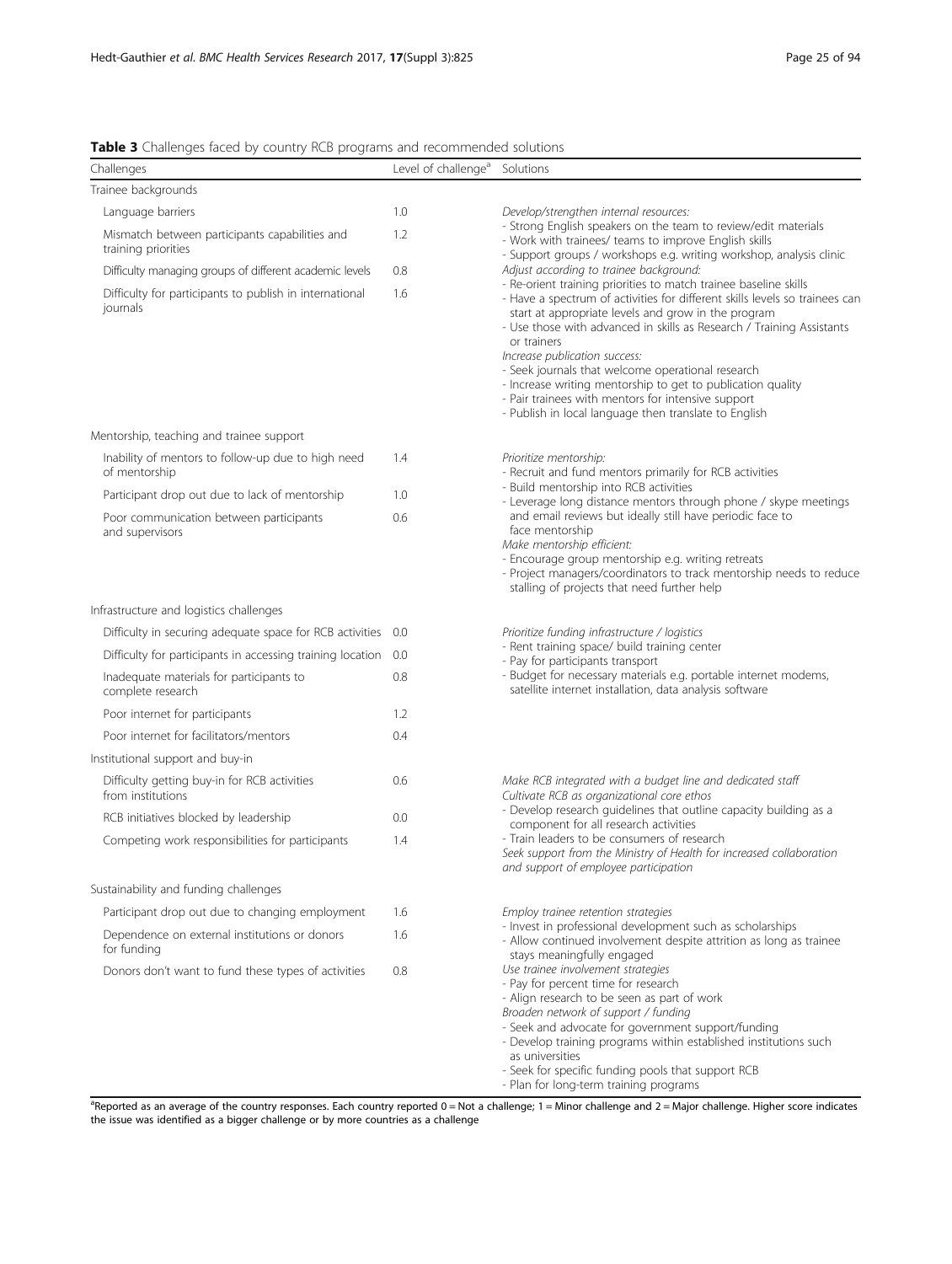**Table 3** Challenges faced by country RCB programs and recommended solutions

| Challenges | Level of challenge[a] | Solutions |
|---|---|---|
| Trainee backgrounds | | |
| Language barriers | 1.0 | *Develop/strengthen internal resources:*<br>- Strong English speakers on the team to review/edit materials<br>- Work with trainees/ teams to improve English skills<br>- Support groups / workshops e.g. writing workshop, analysis clinic<br>*Adjust according to trainee background:*<br>- Re-orient training priorities to match trainee baseline skills<br>- Have a spectrum of activities for different skills levels so trainees can start at appropriate levels and grow in the program<br>- Use those with advanced in skills as Research / Training Assistants or trainers<br>*Increase publication success:*<br>- Seek journals that welcome operational research<br>- Increase writing mentorship to get to publication quality<br>- Pair trainees with mentors for intensive support<br>- Publish in local language then translate to English |
| Mismatch between participants capabilities and training priorities | 1.2 | |
| Difficulty managing groups of different academic levels | 0.8 | |
| Difficulty for participants to publish in international journals | 1.6 | |
| Mentorship, teaching and trainee support | | |
| Inability of mentors to follow-up due to high need of mentorship | 1.4 | *Prioritize mentorship:*<br>- Recruit and fund mentors primarily for RCB activities<br>- Build mentorship into RCB activities<br>- Leverage long distance mentors through phone / skype meetings and email reviews but ideally still have periodic face to face mentorship<br>*Make mentorship efficient:*<br>- Encourage group mentorship e.g. writing retreats<br>- Project managers/coordinators to track mentorship needs to reduce stalling of projects that need further help |
| Participant drop out due to lack of mentorship | 1.0 | |
| Poor communication between participants and supervisors | 0.6 | |
| Infrastructure and logistics challenges | | |
| Difficulty in securing adequate space for RCB activities | 0.0 | *Prioritize funding infrastructure / logistics*<br>- Rent training space/ build training center<br>- Pay for participants transport<br>- Budget for necessary materials e.g. portable internet modems, satellite internet installation, data analysis software |
| Difficulty for participants in accessing training location | 0.0 | |
| Inadequate materials for participants to complete research | 0.8 | |
| Poor internet for participants | 1.2 | |
| Poor internet for facilitators/mentors | 0.4 | |
| Institutional support and buy-in | | |
| Difficulty getting buy-in for RCB activities from institutions | 0.6 | *Make RCB integrated with a budget line and dedicated staff*<br>*Cultivate RCB as organizational core ethos*<br>- Develop research guidelines that outline capacity building as a component for all research activities<br>- Train leaders to be consumers of research<br>*Seek support from the Ministry of Health for increased collaboration and support of employee participation* |
| RCB initiatives blocked by leadership | 0.0 | |
| Competing work responsibilities for participants | 1.4 | |
| Sustainability and funding challenges | | |
| Participant drop out due to changing employment | 1.6 | *Employ trainee retention strategies*<br>- Invest in professional development such as scholarships<br>- Allow continued involvement despite attrition as long as trainee stays meaningfully engaged<br>*Use trainee involvement strategies*<br>- Pay for percent time for research<br>- Align research to be seen as part of work<br>*Broaden network of support / funding*<br>- Seek and advocate for government support/funding<br>- Develop training programs within established institutions such as universities<br>- Seek for specific funding pools that support RCB<br>- Plan for long-term training programs |
| Dependence on external institutions or donors for funding | 1.6 | |
| Donors don't want to fund these types of activities | 0.8 | |

[a]Reported as an average of the country responses. Each country reported 0 = Not a challenge; 1 = Minor challenge and 2 = Major challenge. Higher score indicates the issue was identified as a bigger challenge or by more countries as a challenge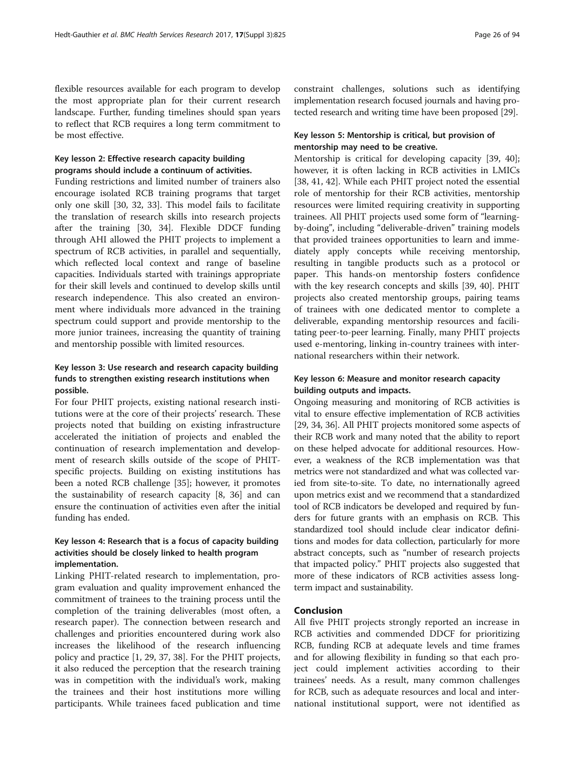flexible resources available for each program to develop the most appropriate plan for their current research landscape. Further, funding timelines should span years to reflect that RCB requires a long term commitment to be most effective.

### Key lesson 2: Effective research capacity building programs should include a continuum of activities.

Funding restrictions and limited number of trainers also encourage isolated RCB training programs that target only one skill [30, 32, 33]. This model fails to facilitate the translation of research skills into research projects after the training [30, 34]. Flexible DDCF funding through AHI allowed the PHIT projects to implement a spectrum of RCB activities, in parallel and sequentially, which reflected local context and range of baseline capacities. Individuals started with trainings appropriate for their skill levels and continued to develop skills until research independence. This also created an environment where individuals more advanced in the training spectrum could support and provide mentorship to the more junior trainees, increasing the quantity of training and mentorship possible with limited resources.

### Key lesson 3: Use research and research capacity building funds to strengthen existing research institutions when possible.

For four PHIT projects, existing national research institutions were at the core of their projects' research. These projects noted that building on existing infrastructure accelerated the initiation of projects and enabled the continuation of research implementation and development of research skills outside of the scope of PHIT-specific projects. Building on existing institutions has been a noted RCB challenge [35]; however, it promotes the sustainability of research capacity [8, 36] and can ensure the continuation of activities even after the initial funding has ended.

### Key lesson 4: Research that is a focus of capacity building activities should be closely linked to health program implementation.

Linking PHIT-related research to implementation, program evaluation and quality improvement enhanced the commitment of trainees to the training process until the completion of the training deliverables (most often, a research paper). The connection between research and challenges and priorities encountered during work also increases the likelihood of the research influencing policy and practice [1, 29, 37, 38]. For the PHIT projects, it also reduced the perception that the research training was in competition with the individual's work, making the trainees and their host institutions more willing participants. While trainees faced publication and time constraint challenges, solutions such as identifying implementation research focused journals and having protected research and writing time have been proposed [29].

### Key lesson 5: Mentorship is critical, but provision of mentorship may need to be creative.

Mentorship is critical for developing capacity [39, 40]; however, it is often lacking in RCB activities in LMICs [38, 41, 42]. While each PHIT project noted the essential role of mentorship for their RCB activities, mentorship resources were limited requiring creativity in supporting trainees. All PHIT projects used some form of "learning-by-doing", including "deliverable-driven" training models that provided trainees opportunities to learn and immediately apply concepts while receiving mentorship, resulting in tangible products such as a protocol or paper. This hands-on mentorship fosters confidence with the key research concepts and skills [39, 40]. PHIT projects also created mentorship groups, pairing teams of trainees with one dedicated mentor to complete a deliverable, expanding mentorship resources and facilitating peer-to-peer learning. Finally, many PHIT projects used e-mentoring, linking in-country trainees with international researchers within their network.

### Key lesson 6: Measure and monitor research capacity building outputs and impacts.

Ongoing measuring and monitoring of RCB activities is vital to ensure effective implementation of RCB activities [29, 34, 36]. All PHIT projects monitored some aspects of their RCB work and many noted that the ability to report on these helped advocate for additional resources. However, a weakness of the RCB implementation was that metrics were not standardized and what was collected varied from site-to-site. To date, no internationally agreed upon metrics exist and we recommend that a standardized tool of RCB indicators be developed and required by funders for future grants with an emphasis on RCB. This standardized tool should include clear indicator definitions and modes for data collection, particularly for more abstract concepts, such as "number of research projects that impacted policy." PHIT projects also suggested that more of these indicators of RCB activities assess long-term impact and sustainability.

## Conclusion

All five PHIT projects strongly reported an increase in RCB activities and commended DDCF for prioritizing RCB, funding RCB at adequate levels and time frames and for allowing flexibility in funding so that each project could implement activities according to their trainees' needs. As a result, many common challenges for RCB, such as adequate resources and local and international institutional support, were not identified as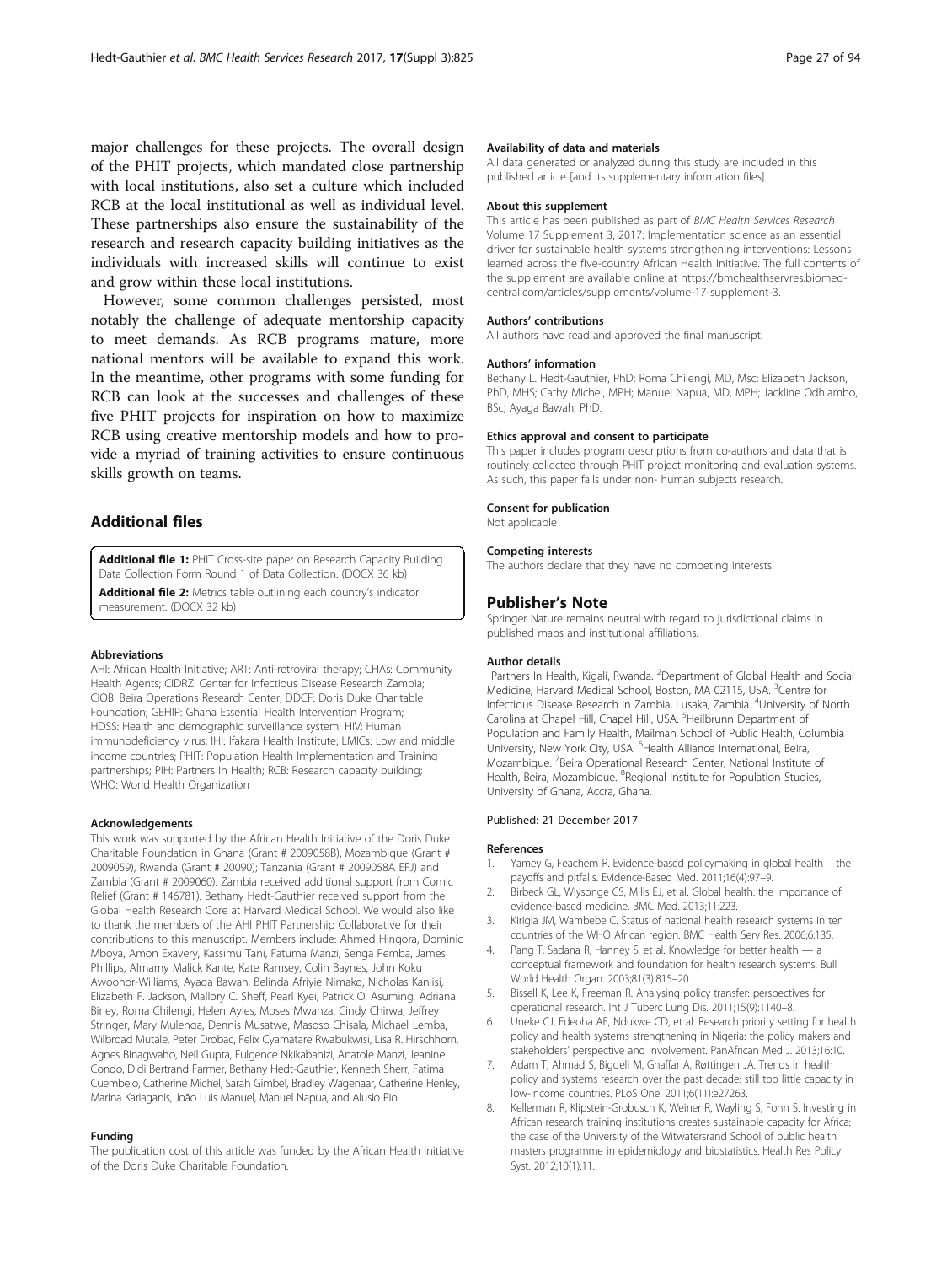major challenges for these projects. The overall design of the PHIT projects, which mandated close partnership with local institutions, also set a culture which included RCB at the local institutional as well as individual level. These partnerships also ensure the sustainability of the research and research capacity building initiatives as the individuals with increased skills will continue to exist and grow within these local institutions.

However, some common challenges persisted, most notably the challenge of adequate mentorship capacity to meet demands. As RCB programs mature, more national mentors will be available to expand this work. In the meantime, other programs with some funding for RCB can look at the successes and challenges of these five PHIT projects for inspiration on how to maximize RCB using creative mentorship models and how to provide a myriad of training activities to ensure continuous skills growth on teams.

## Additional files

**Additional file 1:** PHIT Cross-site paper on Research Capacity Building Data Collection Form Round 1 of Data Collection. (DOCX 36 kb)

**Additional file 2:** Metrics table outlining each country's indicator measurement. (DOCX 32 kb)

#### Abbreviations

AHI: African Health Initiative; ART: Anti-retroviral therapy; CHAs: Community Health Agents; CIDRZ: Center for Infectious Disease Research Zambia; CIOB: Beira Operations Research Center; DDCF: Doris Duke Charitable Foundation; GEHIP: Ghana Essential Health Intervention Program; HDSS: Health and demographic surveillance system; HIV: Human immunodeficiency virus; IHI: Ifakara Health Institute; LMICs: Low and middle income countries; PHIT: Population Health Implementation and Training partnerships; PIH: Partners In Health; RCB: Research capacity building; WHO: World Health Organization

#### Acknowledgements

This work was supported by the African Health Initiative of the Doris Duke Charitable Foundation in Ghana (Grant # 2009058B), Mozambique (Grant # 2009059), Rwanda (Grant # 20090); Tanzania (Grant # 2009058A EFJ) and Zambia (Grant # 2009060). Zambia received additional support from Comic Relief (Grant # 146781). Bethany Hedt-Gauthier received support from the Global Health Research Core at Harvard Medical School. We would also like to thank the members of the AHI PHIT Partnership Collaborative for their contributions to this manuscript. Members include: Ahmed Hingora, Dominic Mboya, Amon Exavery, Kassimu Tani, Fatuma Manzi, Senga Pemba, James Phillips, Almamy Malick Kante, Kate Ramsey, Colin Baynes, John Koku Awoonor-Williams, Ayaga Bawah, Belinda Afriyie Nimako, Nicholas Kanlisi, Elizabeth F. Jackson, Mallory C. Sheff, Pearl Kyei, Patrick O. Asuming, Adriana Biney, Roma Chilengi, Helen Ayles, Moses Mwanza, Cindy Chirwa, Jeffrey Stringer, Mary Mulenga, Dennis Musatwe, Masoso Chisala, Michael Lemba, Wilbroad Mutale, Peter Drobac, Felix Cyamatare Rwabukwisi, Lisa R. Hirschhorn, Agnes Binagwaho, Neil Gupta, Fulgence Nkikabahizi, Anatole Manzi, Jeanine Condo, Didi Bertrand Farmer, Bethany Hedt-Gauthier, Kenneth Sherr, Fatima Cuembelo, Catherine Michel, Sarah Gimbel, Bradley Wagenaar, Catherine Henley, Marina Kariaganis, João Luis Manuel, Manuel Napua, and Alusio Pio.

#### Funding

The publication cost of this article was funded by the African Health Initiative of the Doris Duke Charitable Foundation.

#### Availability of data and materials

All data generated or analyzed during this study are included in this published article [and its supplementary information files].

#### About this supplement

This article has been published as part of *BMC Health Services Research* Volume 17 Supplement 3, 2017: Implementation science as an essential driver for sustainable health systems strengthening interventions: Lessons learned across the five-country African Health Initiative. The full contents of the supplement are available online at https://bmchealthservres.biomedcentral.com/articles/supplements/volume-17-supplement-3.

#### Authors' contributions

All authors have read and approved the final manuscript.

#### Authors' information

Bethany L. Hedt-Gauthier, PhD; Roma Chilengi, MD, Msc; Elizabeth Jackson, PhD, MHS; Cathy Michel, MPH; Manuel Napua, MD, MPH; Jackline Odhiambo, BSc; Ayaga Bawah, PhD.

#### Ethics approval and consent to participate

This paper includes program descriptions from co-authors and data that is routinely collected through PHIT project monitoring and evaluation systems. As such, this paper falls under non- human subjects research.

#### Consent for publication

Not applicable

#### Competing interests

The authors declare that they have no competing interests.

## Publisher's Note

Springer Nature remains neutral with regard to jurisdictional claims in published maps and institutional affiliations.

#### Author details

[1]Partners In Health, Kigali, Rwanda. [2]Department of Global Health and Social Medicine, Harvard Medical School, Boston, MA 02115, USA. [3]Centre for Infectious Disease Research in Zambia, Lusaka, Zambia. [4]University of North Carolina at Chapel Hill, Chapel Hill, USA. [5]Heilbrunn Department of Population and Family Health, Mailman School of Public Health, Columbia University, New York City, USA. [6]Health Alliance International, Beira, Mozambique. [7]Beira Operational Research Center, National Institute of Health, Beira, Mozambique. [8]Regional Institute for Population Studies, University of Ghana, Accra, Ghana.

Published: 21 December 2017

#### References

1. Yamey G, Feachem R. Evidence-based policymaking in global health – the payoffs and pitfalls. Evidence-Based Med. 2011;16(4):97–9.
2. Birbeck GL, Wiysonge CS, Mills EJ, et al. Global health: the importance of evidence-based medicine. BMC Med. 2013;11:223.
3. Kirigia JM, Wambebe C. Status of national health research systems in ten countries of the WHO African region. BMC Health Serv Res. 2006;6:135.
4. Pang T, Sadana R, Hanney S, et al. Knowledge for better health — a conceptual framework and foundation for health research systems. Bull World Health Organ. 2003;81(3):815–20.
5. Bissell K, Lee K, Freeman R. Analysing policy transfer: perspectives for operational research. Int J Tuberc Lung Dis. 2011;15(9):1140–8.
6. Uneke CJ, Edeoha AE, Ndukwe CD, et al. Research priority setting for health policy and health systems strengthening in Nigeria: the policy makers and stakeholders' perspective and involvement. PanAfrican Med J. 2013;16:10.
7. Adam T, Ahmad S, Bigdeli M, Ghaffar A, Røttingen JA. Trends in health policy and systems research over the past decade: still too little capacity in low-income countries. PLoS One. 2011;6(11):e27263.
8. Kellerman R, Klipstein-Grobusch K, Weiner R, Wayling S, Fonn S. Investing in African research training institutions creates sustainable capacity for Africa: the case of the University of the Witwatersrand School of public health masters programme in epidemiology and biostatistics. Health Res Policy Syst. 2012;10(1):11.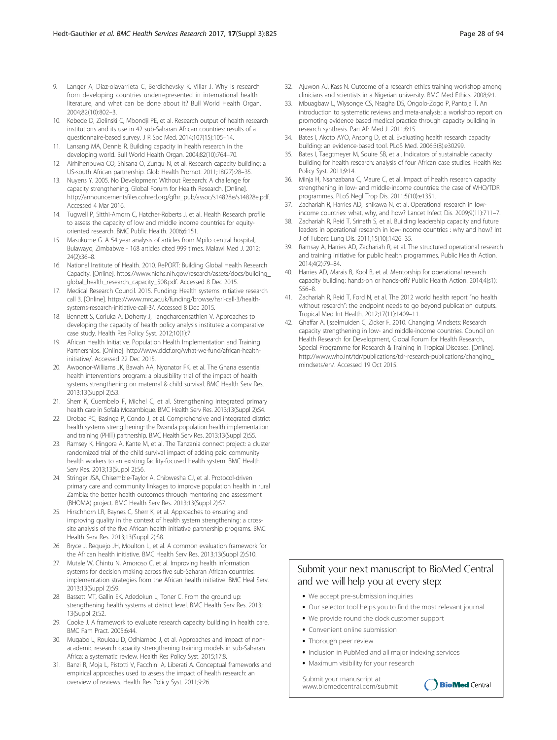9. Langer A, Díaz-olavarrieta C, Berdichevsky K, Villar J. Why is research from developing countries underrepresented in international health literature, and what can be done about it? Bull World Health Organ. 2004;82(10):802–3.
10. Kebede D, Zielinski C, Mbondji PE, et al. Research output of health research institutions and its use in 42 sub-Saharan African countries: results of a questionnaire-based survey. J R Soc Med. 2014;107(15):105–14.
11. Lansang MA, Dennis R. Building capacity in health research in the developing world. Bull World Health Organ. 2004;82(10):764–70.
12. Airhihenbuwa CO, Shisana O, Zungu N, et al. Research capacity building: a US-south African partnership. Glob Health Promot. 2011;18(27):28–35.
13. Nuyens Y. 2005. No Development Without Research: A challenge for capacity strengthening. Global Forum for Health Research. [Online]. http://announcementsfiles.cohred.org/gfhr_pub/assoc/s14828e/s14828e.pdf. Accessed 4 Mar 2016.
14. Tugwell P, Sitthi-Amorn C, Hatcher-Roberts J, et al. Health Research profile to assess the capacity of low and middle income countries for equity-oriented research. BMC Public Health. 2006;6:151.
15. Masukume G. A 54 year analysis of articles from Mpilo central hospital, Bulawayo, Zimbabwe - 168 articles cited 999 times. Malawi Med J. 2012; 24(2):36–8.
16. National Institute of Health. 2010. RePORT: Building Global Health Research Capacity. [Online]. https://www.niehs.nih.gov/research/assets/docs/building_global_health_research_capacity_508.pdf. Accessed 8 Dec 2015.
17. Medical Research Council. 2015. Funding: Health systems initiative research call 3. [Online]. https://www.mrc.ac.uk/funding/browse/hsri-call-3/health-systems-research-initiative-call-3/. Accessed 8 Dec 2015.
18. Bennett S, Corluka A, Doherty J, Tangcharoensathien V. Approaches to developing the capacity of health policy analysis institutes: a comparative case study. Health Res Policy Syst. 2012;10(1):7.
19. African Health Initiative. Population Health Implementation and Training Partnerships. [Online]. http://www.ddcf.org/what-we-fund/african-health-initiative/. Accessed 22 Dec 2015.
20. Awoonor-Williams JK, Bawah AA, Nyonator FK, et al. The Ghana essential health interventions program: a plausibility trial of the impact of health systems strengthening on maternal & child survival. BMC Health Serv Res. 2013;13(Suppl 2):S3.
21. Sherr K, Cuembelo F, Michel C, et al. Strengthening integrated primary health care in Sofala Mozambique. BMC Health Serv Res. 2013;13(Suppl 2):S4.
22. Drobac PC, Basinga P, Condo J, et al. Comprehensive and integrated district health systems strengthening: the Rwanda population health implementation and training (PHIT) partnership. BMC Health Serv Res. 2013;13(Suppl 2):S5.
23. Ramsey K, Hingora A, Kante M, et al. The Tanzania connect project: a cluster randomized trial of the child survival impact of adding paid community health workers to an existing facility-focused health system. BMC Health Serv Res. 2013;13(Suppl 2):S6.
24. Stringer JSA, Chisemble-Taylor A, Chibwesha CJ, et al. Protocol-driven primary care and community linkages to improve population health in rural Zambia: the better health outcomes through mentoring and assessment (BHOMA) project. BMC Health Serv Res. 2013;13(Suppl 2):S7.
25. Hirschhorn LR, Baynes C, Sherr K, et al. Approaches to ensuring and improving quality in the context of health system strengthening: a cross-site analysis of the five African health initiative partnership programs. BMC Health Serv Res. 2013;13(Suppl 2):S8.
26. Bryce J, Requejo JH, Moulton L, et al. A common evaluation framework for the African health initiative. BMC Health Serv Res. 2013;13(Suppl 2):S10.
27. Mutale W, Chintu N, Amoroso C, et al. Improving health information systems for decision making across five sub-Saharan African countries: implementation strategies from the African health initiative. BMC Heal Serv. 2013;13(Suppl 2):S9.
28. Bassett MT, Gallin EK, Adedokun L, Toner C. From the ground up: strengthening health systems at district level. BMC Health Serv Res. 2013; 13(Suppl 2):S2.
29. Cooke J. A framework to evaluate research capacity building in health care. BMC Fam Pract. 2005;6:44.
30. Mugabo L, Rouleau D, Odhiambo J, et al. Approaches and impact of non-academic research capacity strengthening training models in sub-Saharan Africa: a systematic review. Health Res Policy Syst. 2015;17:8.
31. Banzi R, Moja L, Pistotti V, Facchini A, Liberati A. Conceptual frameworks and empirical approaches used to assess the impact of health research: an overview of reviews. Health Res Policy Syst. 2011;9:26.
32. Ajuwon AJ, Kass N. Outcome of a research ethics training workshop among clinicians and scientists in a Nigerian university. BMC Med Ethics. 2008;9:1.
33. Mbuagbaw L, Wiysonge CS, Nsagha DS, Ongolo-Zogo P, Pantoja T. An introduction to systematic reviews and meta-analysis: a workshop report on promoting evidence based medical practice through capacity building in research synthesis. Pan Afr Med J. 2011;8:15.
34. Bates I, Akoto AYO, Ansong D, et al. Evaluating health research capacity building: an evidence-based tool. PLoS Med. 2006;3(8):e30299.
35. Bates I, Taegtmeyer M, Squire SB, et al. Indicators of sustainable capacity building for health research: analysis of four African case studies. Health Res Policy Syst. 2011;9:14.
36. Minja H, Nsanzabana C, Maure C, et al. Impact of health research capacity strengthening in low- and middle-income countries: the case of WHO/TDR programmes. PLoS Negl Trop Dis. 2011;5(10):e1351.
37. Zachariah R, Harries AD, Ishikawa N, et al. Operational research in low-income countries: what, why, and how? Lancet Infect Dis. 2009;9(11):711–7.
38. Zachariah R, Reid T, Srinath S, et al. Building leadership capacity and future leaders in operational research in low-income countries : why and how? Int J of Tuberc Lung Dis. 2011;15(10):1426–35.
39. Ramsay A, Harries AD, Zachariah R, et al. The structured operational research and training initiative for public health programmes. Public Health Action. 2014;4(2):79–84.
40. Harries AD, Marais B, Kool B, et al. Mentorship for operational research capacity building: hands-on or hands-off? Public Health Action. 2014;4(s1): S56–8.
41. Zachariah R, Reid T, Ford N, et al. The 2012 world health report "no health without research": the endpoint needs to go beyond publication outputs. Tropical Med Int Health. 2012;17(11):1409–11.
42. Ghaffar A, Ijsselmuiden C, Zicker F. 2010. Changing Mindsets: Research capacity strengthening in low- and middle-income countries. Council on Health Research for Development, Global Forum for Health Research, Special Programme for Research & Training in Tropical Diseases. [Online]. http://www.who.int/tdr/publications/tdr-research-publications/changing_mindsets/en/. Accessed 19 Oct 2015.

Submit your next manuscript to BioMed Central and we will help you at every step:

- We accept pre-submission inquiries
- Our selector tool helps you to find the most relevant journal
- We provide round the clock customer support
- Convenient online submission
- Thorough peer review
- Inclusion in PubMed and all major indexing services
- Maximum visibility for your research

Submit your manuscript at www.biomedcentral.com/submit

BioMed Central